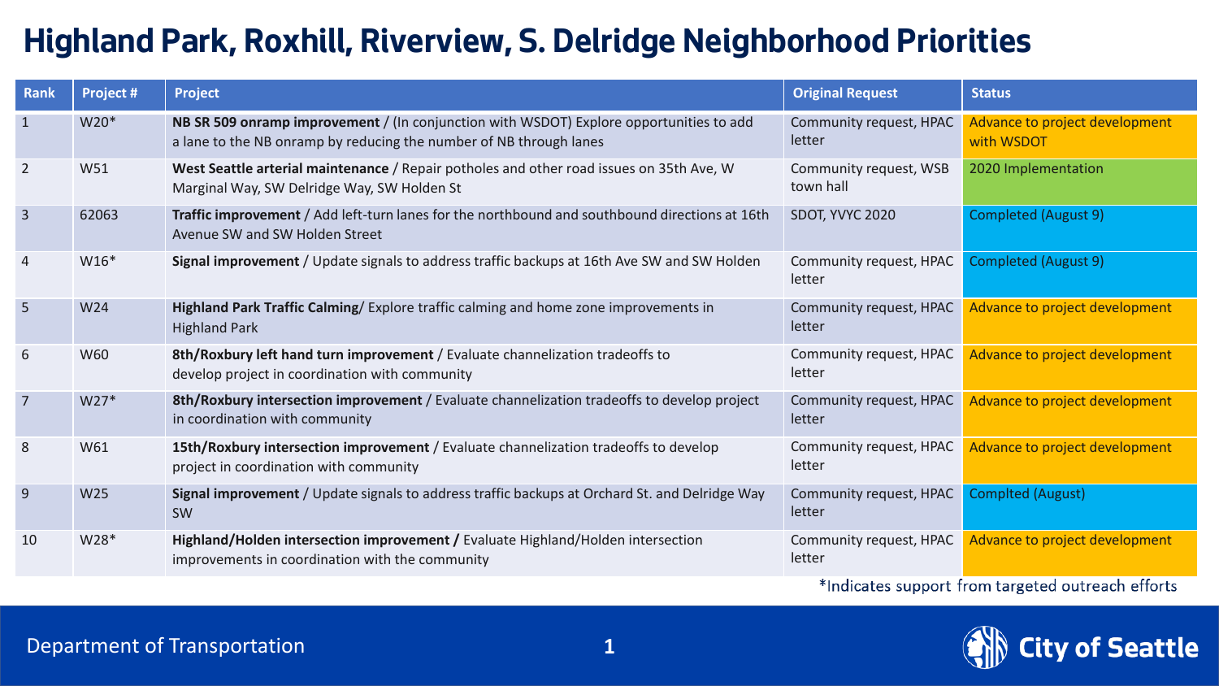# Highland Park, Roxhill, Riverview, S. Delridge Neighborhood Priorities

| Rank | Project # | Project | Original Request | Status |
|---|---|---|---|---|
| 1 | W20* | **NB SR 509 onramp improvement** / (In conjunction with WSDOT) Explore opportunities to add a lane to the NB onramp by reducing the number of NB through lanes | Community request, HPAC letter | Advance to project development with WSDOT |
| 2 | W51 | **West Seattle arterial maintenance** / Repair potholes and other road issues on 35th Ave, W Marginal Way, SW Delridge Way, SW Holden St | Community request, WSB town hall | 2020 Implementation |
| 3 | 62063 | **Traffic improvement** / Add left-turn lanes for the northbound and southbound directions at 16th Avenue SW and SW Holden Street | SDOT, YVYC 2020 | Completed (August 9) |
| 4 | W16* | **Signal improvement** / Update signals to address traffic backups at 16th Ave SW and SW Holden | Community request, HPAC letter | Completed (August 9) |
| 5 | W24 | **Highland Park Traffic Calming**/ Explore traffic calming and home zone improvements in Highland Park | Community request, HPAC letter | Advance to project development |
| 6 | W60 | **8th/Roxbury left hand turn improvement** / Evaluate channelization tradeoffs to develop project in coordination with community | Community request, HPAC letter | Advance to project development |
| 7 | W27* | **8th/Roxbury intersection improvement** / Evaluate channelization tradeoffs to develop project in coordination with community | Community request, HPAC letter | Advance to project development |
| 8 | W61 | **15th/Roxbury intersection improvement** / Evaluate channelization tradeoffs to develop project in coordination with community | Community request, HPAC letter | Advance to project development |
| 9 | W25 | **Signal improvement** / Update signals to address traffic backups at Orchard St. and Delridge Way SW | Community request, HPAC letter | Complted (August) |
| 10 | W28* | **Highland/Holden intersection improvement /** Evaluate Highland/Holden intersection improvements in coordination with the community | Community request, HPAC letter | Advance to project development |

*Indicates support from targeted outreach efforts

Department of Transportation

City of Seattle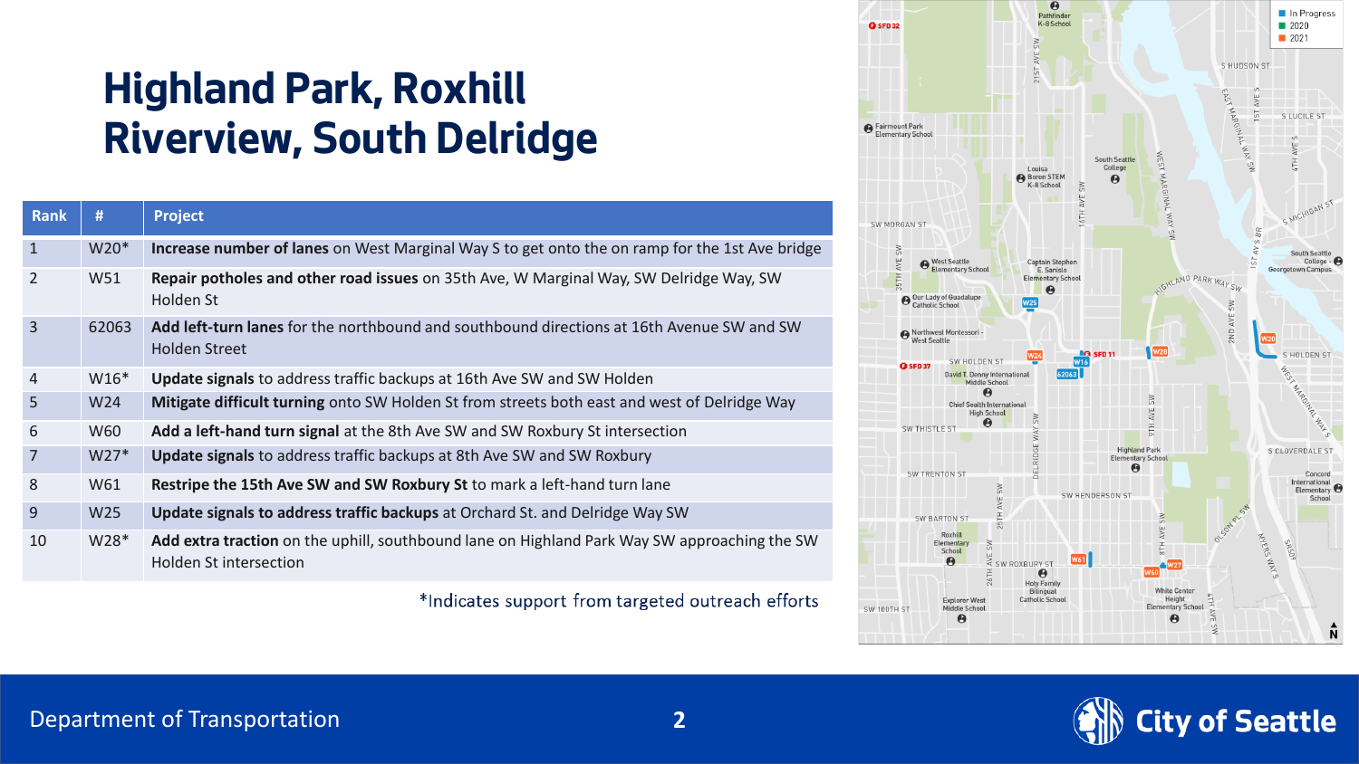# Highland Park, Roxhill Riverview, South Delridge

| Rank | # | Project |
|---|---|---|
| 1 | W20* | **Increase number of lanes** on West Marginal Way S to get onto the on ramp for the 1st Ave bridge |
| 2 | W51 | **Repair potholes and other road issues** on 35th Ave, W Marginal Way, SW Delridge Way, SW Holden St |
| 3 | 62063 | **Add left-turn lanes** for the northbound and southbound directions at 16th Avenue SW and SW Holden Street |
| 4 | W16* | **Update signals** to address traffic backups at 16th Ave SW and SW Holden |
| 5 | W24 | **Mitigate difficult turning** onto SW Holden St from streets both east and west of Delridge Way |
| 6 | W60 | **Add a left-hand turn signal** at the 8th Ave SW and SW Roxbury St intersection |
| 7 | W27* | **Update signals** to address traffic backups at 8th Ave SW and SW Roxbury |
| 8 | W61 | **Restripe the 15th Ave SW and SW Roxbury St** to mark a left-hand turn lane |
| 9 | W25 | **Update signals to address traffic backups** at Orchard St. and Delridge Way SW |
| 10 | W28* | **Add extra traction** on the uphill, southbound lane on Highland Park Way SW approaching the SW Holden St intersection |

*Indicates support from targeted outreach efforts

In Progress
2020
2021

S HUDSON ST
S LUCILE ST
S MICHIGAN ST
SW MORGAN ST
HIGHLAND PARK WAY SW
S HOLDEN ST
SW HOLDEN ST
SW THISTLE ST
SW TRENTON ST
SW HENDERSON ST
SW BARTON ST
SW ROXBURY ST
SW 100TH ST
S CLOVERDALE ST
21ST AVE SW
16TH AVE SW
35TH AVE SW
25TH AVE SW
26TH AVE SW
DELRIDGE WAY SW
WEST MARGINAL WAY SW
EAST MARGINAL WAY S
1ST AVE S
4TH AVE S
1ST AVE S BR
2ND AVE SW
9TH AVE SW
8TH AVE SW
4TH AVE SW
OLSON PL SW
MYERS WAY S
SR509
WEST MARGINAL WAY S

SFD 32
SFD 37
SFD 11
Pathfinder K-8 School
Fairmount Park Elementary School
Louisa Boren STEM K-8 School
South Seattle College
South Seattle College - Georgetown Campus
West Seattle Elementary School
Captain Stephen E. Sanislo Elementary School
Our Lady of Guadalupe Catholic School
Northwest Montessori - West Seattle
David T. Denny International Middle School
Chief Sealth International High School
Highland Park Elementary School
Concord International Elementary School
Roxhill Elementary School
Holy Family Bilingual Catholic School
Explorer West Middle School
White Center Heights Elementary School

W20
W25
W24
W16
62063
W28
W61
W60
W27

N

Department of Transportation

City of Seattle